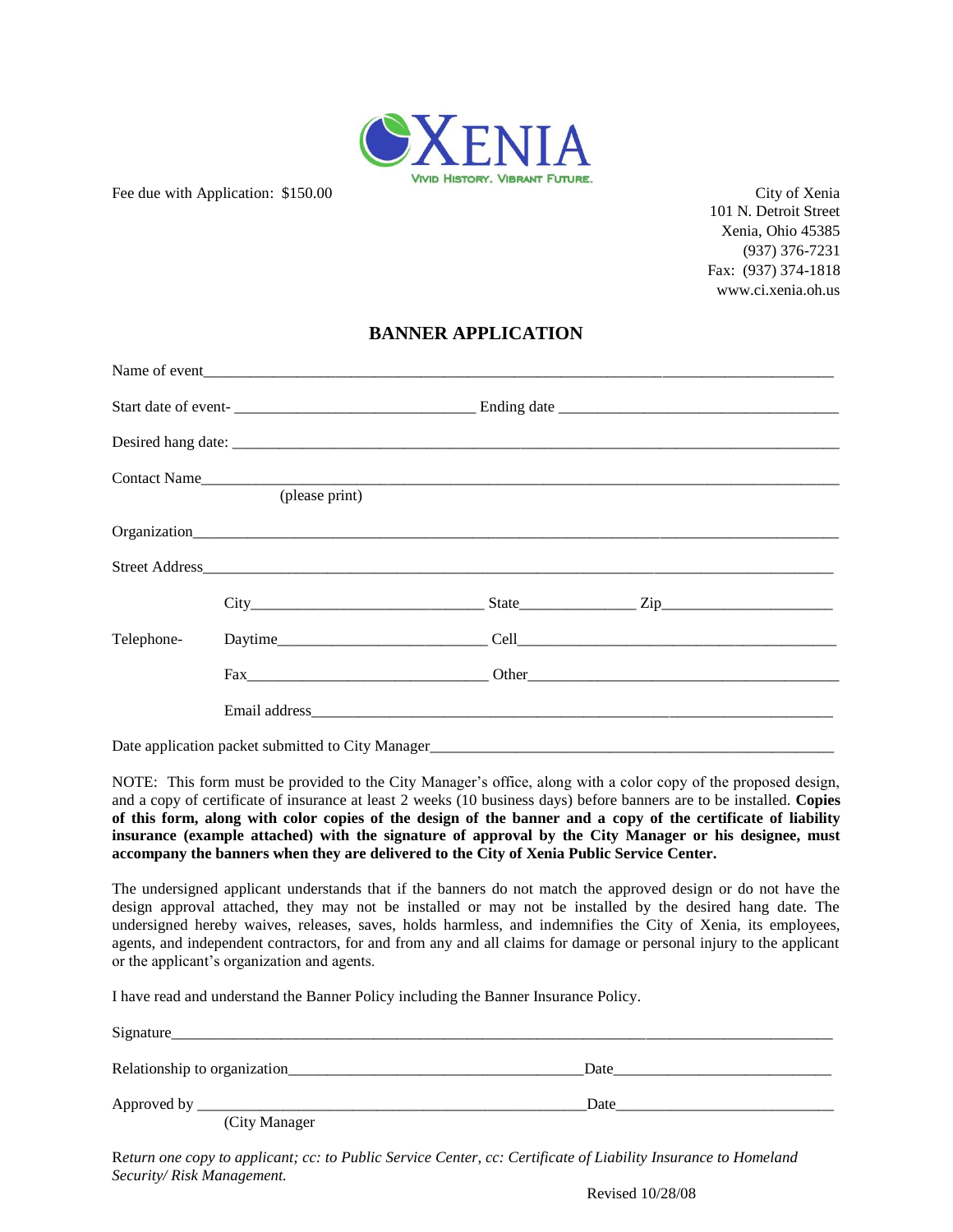XENIA
VIVID HISTORY. VIBRANT FUTURE.

Fee due with Application: $150.00

City of Xenia
101 N. Detroit Street
Xenia, Ohio 45385
(937) 376-7231
Fax: (937) 374-1818
www.ci.xenia.oh.us

## BANNER APPLICATION

Name of event_______________________________________________________________

Start date of event- ____________________________ Ending date _______________________________

Desired hang date: ___________________________________________________________

Contact Name_______________________________________________________________
(please print)

Organization_______________________________________________________________

Street Address______________________________________________________________

City___________________________ State_____________ Zip___________________

Telephone- Daytime________________________ Cell_____________________________________

Fax____________________________ Other______________________________________

Email address_________________________________________________________

Date application packet submitted to City Manager_____________________________________________

NOTE: This form must be provided to the City Manager's office, along with a color copy of the proposed design, and a copy of certificate of insurance at least 2 weeks (10 business days) before banners are to be installed. **Copies of this form, along with color copies of the design of the banner and a copy of the certificate of liability insurance (example attached) with the signature of approval by the City Manager or his designee, must accompany the banners when they are delivered to the City of Xenia Public Service Center.**

The undersigned applicant understands that if the banners do not match the approved design or do not have the design approval attached, they may not be installed or may not be installed by the desired hang date. The undersigned hereby waives, releases, saves, holds harmless, and indemnifies the City of Xenia, its employees, agents, and independent contractors, for and from any and all claims for damage or personal injury to the applicant or the applicant's organization and agents.

I have read and understand the Banner Policy including the Banner Insurance Policy.

Signature_______________________________________________________________

Relationship to organization___________________________________ Date__________________________

Approved by ______________________________________________ Date__________________________
(City Manager

*Return one copy to applicant; cc: to Public Service Center, cc: Certificate of Liability Insurance to Homeland Security/ Risk Management.*

Revised 10/28/08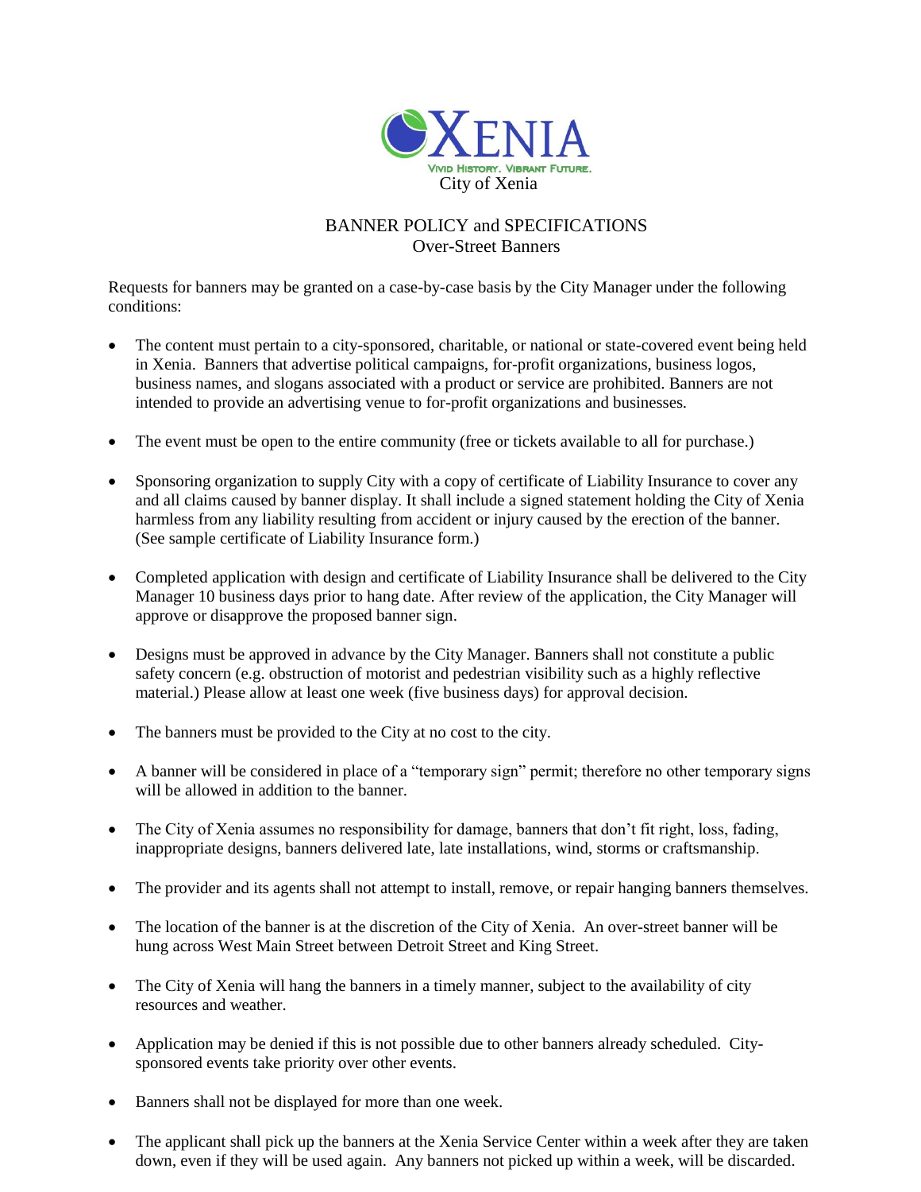XENIA

VIVID HISTORY. VIBRANT FUTURE.

City of Xenia

# BANNER POLICY and SPECIFICATIONS
## Over-Street Banners

Requests for banners may be granted on a case-by-case basis by the City Manager under the following conditions:

- The content must pertain to a city-sponsored, charitable, or national or state-covered event being held in Xenia. Banners that advertise political campaigns, for-profit organizations, business logos, business names, and slogans associated with a product or service are prohibited. Banners are not intended to provide an advertising venue to for-profit organizations and businesses.
- The event must be open to the entire community (free or tickets available to all for purchase.)
- Sponsoring organization to supply City with a copy of certificate of Liability Insurance to cover any and all claims caused by banner display. It shall include a signed statement holding the City of Xenia harmless from any liability resulting from accident or injury caused by the erection of the banner. (See sample certificate of Liability Insurance form.)
- Completed application with design and certificate of Liability Insurance shall be delivered to the City Manager 10 business days prior to hang date. After review of the application, the City Manager will approve or disapprove the proposed banner sign.
- Designs must be approved in advance by the City Manager. Banners shall not constitute a public safety concern (e.g. obstruction of motorist and pedestrian visibility such as a highly reflective material.) Please allow at least one week (five business days) for approval decision.
- The banners must be provided to the City at no cost to the city.
- A banner will be considered in place of a "temporary sign" permit; therefore no other temporary signs will be allowed in addition to the banner.
- The City of Xenia assumes no responsibility for damage, banners that don't fit right, loss, fading, inappropriate designs, banners delivered late, late installations, wind, storms or craftsmanship.
- The provider and its agents shall not attempt to install, remove, or repair hanging banners themselves.
- The location of the banner is at the discretion of the City of Xenia. An over-street banner will be hung across West Main Street between Detroit Street and King Street.
- The City of Xenia will hang the banners in a timely manner, subject to the availability of city resources and weather.
- Application may be denied if this is not possible due to other banners already scheduled. City-sponsored events take priority over other events.
- Banners shall not be displayed for more than one week.
- The applicant shall pick up the banners at the Xenia Service Center within a week after they are taken down, even if they will be used again. Any banners not picked up within a week, will be discarded.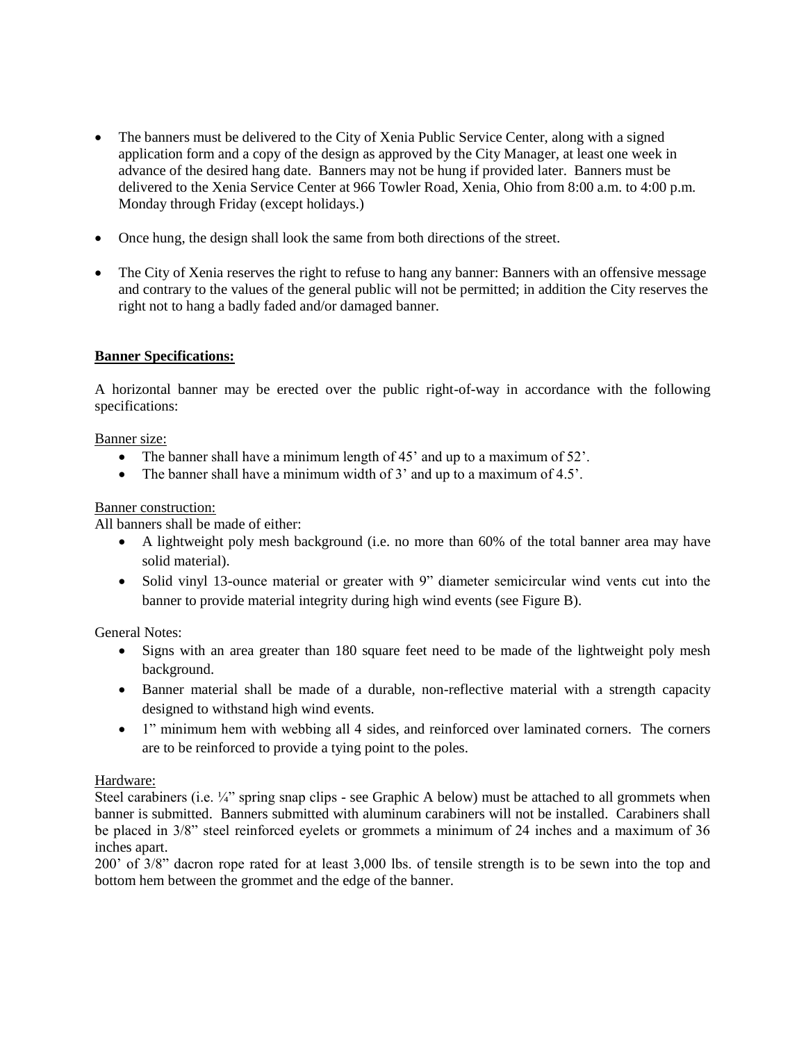- The banners must be delivered to the City of Xenia Public Service Center, along with a signed application form and a copy of the design as approved by the City Manager, at least one week in advance of the desired hang date. Banners may not be hung if provided later. Banners must be delivered to the Xenia Service Center at 966 Towler Road, Xenia, Ohio from 8:00 a.m. to 4:00 p.m. Monday through Friday (except holidays.)
- Once hung, the design shall look the same from both directions of the street.
- The City of Xenia reserves the right to refuse to hang any banner: Banners with an offensive message and contrary to the values of the general public will not be permitted; in addition the City reserves the right not to hang a badly faded and/or damaged banner.

**Banner Specifications:**

A horizontal banner may be erected over the public right-of-way in accordance with the following specifications:

Banner size:

- The banner shall have a minimum length of 45' and up to a maximum of 52'.
- The banner shall have a minimum width of 3' and up to a maximum of 4.5'.

Banner construction:

All banners shall be made of either:

- A lightweight poly mesh background (i.e. no more than 60% of the total banner area may have solid material).
- Solid vinyl 13-ounce material or greater with 9" diameter semicircular wind vents cut into the banner to provide material integrity during high wind events (see Figure B).

General Notes:

- Signs with an area greater than 180 square feet need to be made of the lightweight poly mesh background.
- Banner material shall be made of a durable, non-reflective material with a strength capacity designed to withstand high wind events.
- 1" minimum hem with webbing all 4 sides, and reinforced over laminated corners. The corners are to be reinforced to provide a tying point to the poles.

Hardware:

Steel carabiners (i.e. ¼" spring snap clips - see Graphic A below) must be attached to all grommets when banner is submitted. Banners submitted with aluminum carabiners will not be installed. Carabiners shall be placed in 3/8" steel reinforced eyelets or grommets a minimum of 24 inches and a maximum of 36 inches apart.

200' of 3/8" dacron rope rated for at least 3,000 lbs. of tensile strength is to be sewn into the top and bottom hem between the grommet and the edge of the banner.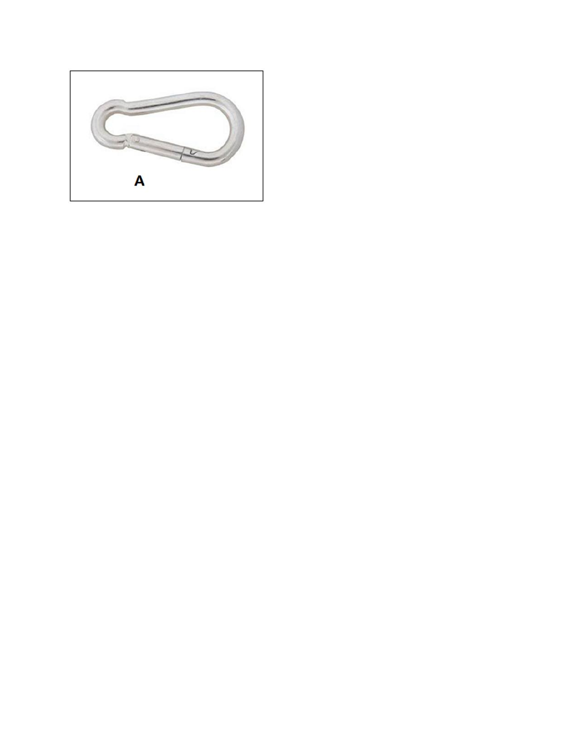A